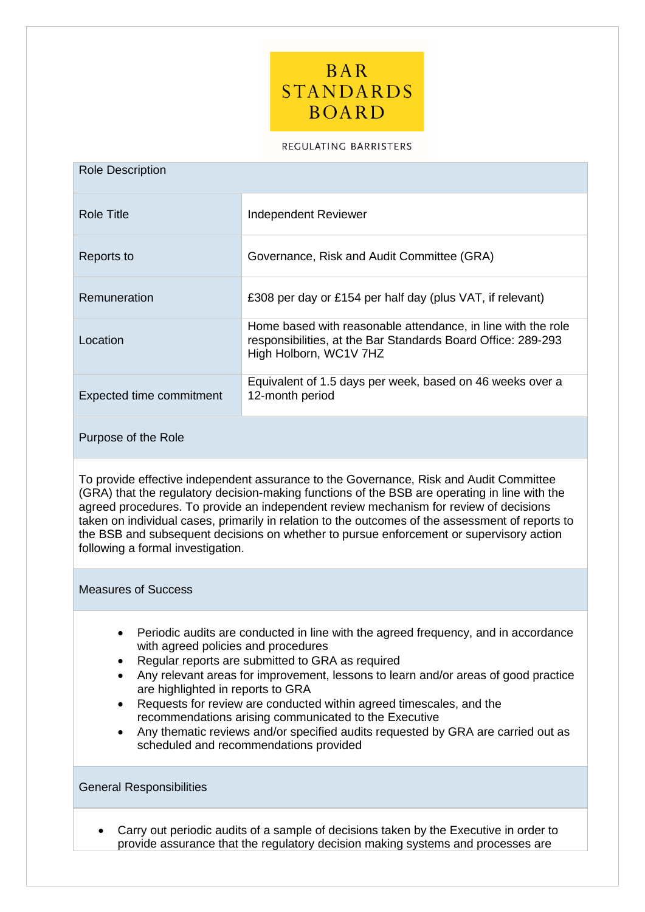BAR STANDARDS BOARD

REGULATING BARRISTERS

| Role Description | |
|---|---|
| Role Title | Independent Reviewer |
| Reports to | Governance, Risk and Audit Committee (GRA) |
| Remuneration | £308 per day or £154 per half day (plus VAT, if relevant) |
| Location | Home based with reasonable attendance, in line with the role responsibilities, at the Bar Standards Board Office: 289-293 High Holborn, WC1V 7HZ |
| Expected time commitment | Equivalent of 1.5 days per week, based on 46 weeks over a 12-month period |

## Purpose of the Role

To provide effective independent assurance to the Governance, Risk and Audit Committee (GRA) that the regulatory decision-making functions of the BSB are operating in line with the agreed procedures. To provide an independent review mechanism for review of decisions taken on individual cases, primarily in relation to the outcomes of the assessment of reports to the BSB and subsequent decisions on whether to pursue enforcement or supervisory action following a formal investigation.

## Measures of Success

- Periodic audits are conducted in line with the agreed frequency, and in accordance with agreed policies and procedures
- Regular reports are submitted to GRA as required
- Any relevant areas for improvement, lessons to learn and/or areas of good practice are highlighted in reports to GRA
- Requests for review are conducted within agreed timescales, and the recommendations arising communicated to the Executive
- Any thematic reviews and/or specified audits requested by GRA are carried out as scheduled and recommendations provided

## General Responsibilities

- Carry out periodic audits of a sample of decisions taken by the Executive in order to provide assurance that the regulatory decision making systems and processes are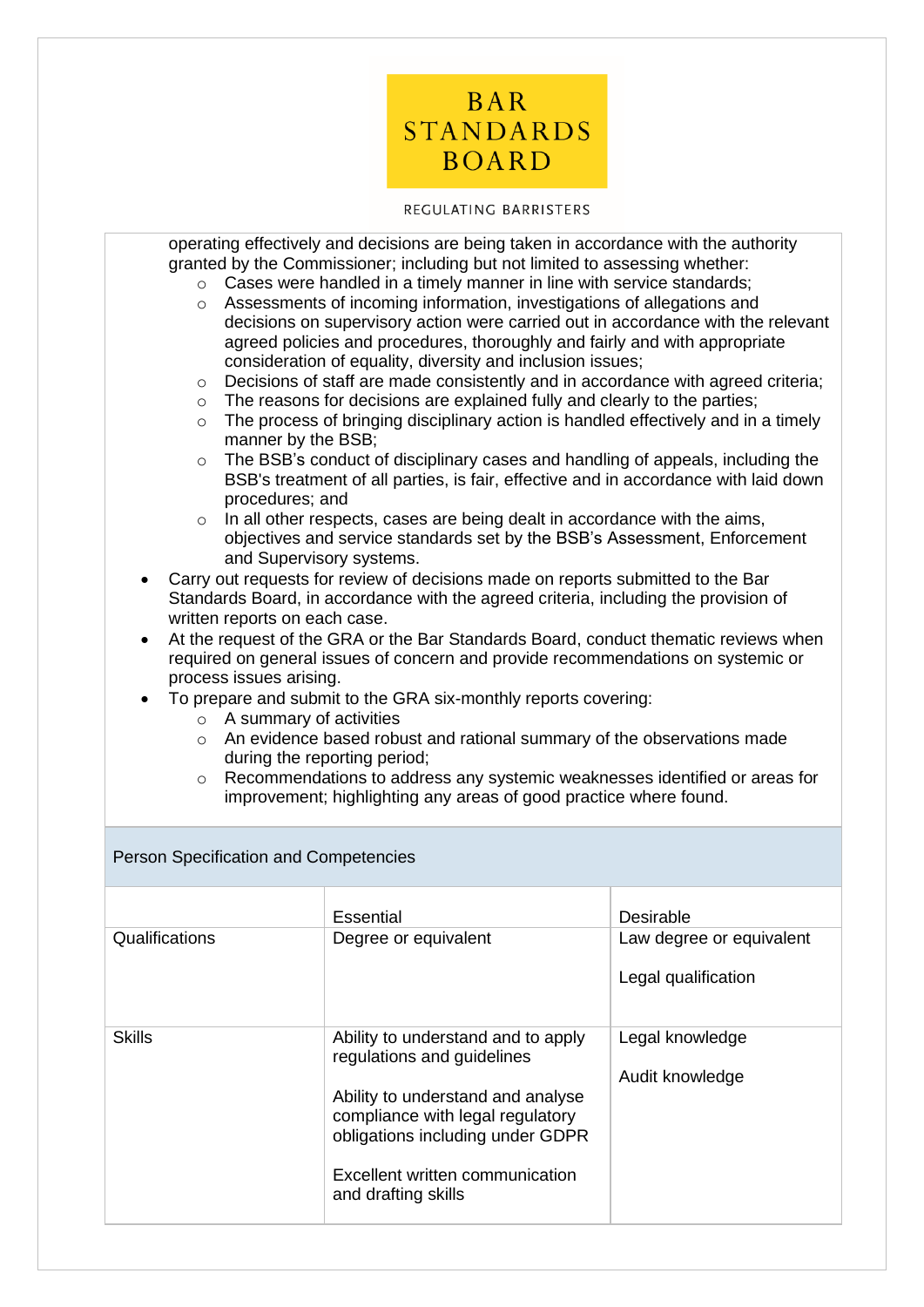operating effectively and decisions are being taken in accordance with the authority granted by the Commissioner; including but not limited to assessing whether:
  - Cases were handled in a timely manner in line with service standards;
  - Assessments of incoming information, investigations of allegations and decisions on supervisory action were carried out in accordance with the relevant agreed policies and procedures, thoroughly and fairly and with appropriate consideration of equality, diversity and inclusion issues;
  - Decisions of staff are made consistently and in accordance with agreed criteria;
  - The reasons for decisions are explained fully and clearly to the parties;
  - The process of bringing disciplinary action is handled effectively and in a timely manner by the BSB;
  - The BSB's conduct of disciplinary cases and handling of appeals, including the BSB's treatment of all parties, is fair, effective and in accordance with laid down procedures; and
  - In all other respects, cases are being dealt in accordance with the aims, objectives and service standards set by the BSB's Assessment, Enforcement and Supervisory systems.
- Carry out requests for review of decisions made on reports submitted to the Bar Standards Board, in accordance with the agreed criteria, including the provision of written reports on each case.
- At the request of the GRA or the Bar Standards Board, conduct thematic reviews when required on general issues of concern and provide recommendations on systemic or process issues arising.
- To prepare and submit to the GRA six-monthly reports covering:
  - A summary of activities
  - An evidence based robust and rational summary of the observations made during the reporting period;
  - Recommendations to address any systemic weaknesses identified or areas for improvement; highlighting any areas of good practice where found.

## Person Specification and Competencies

| | Essential | Desirable |
|---|---|---|
| Qualifications | Degree or equivalent | Law degree or equivalent<br><br>Legal qualification |
| Skills | Ability to understand and to apply regulations and guidelines<br><br>Ability to understand and analyse compliance with legal regulatory obligations including under GDPR<br><br>Excellent written communication and drafting skills | Legal knowledge<br><br>Audit knowledge |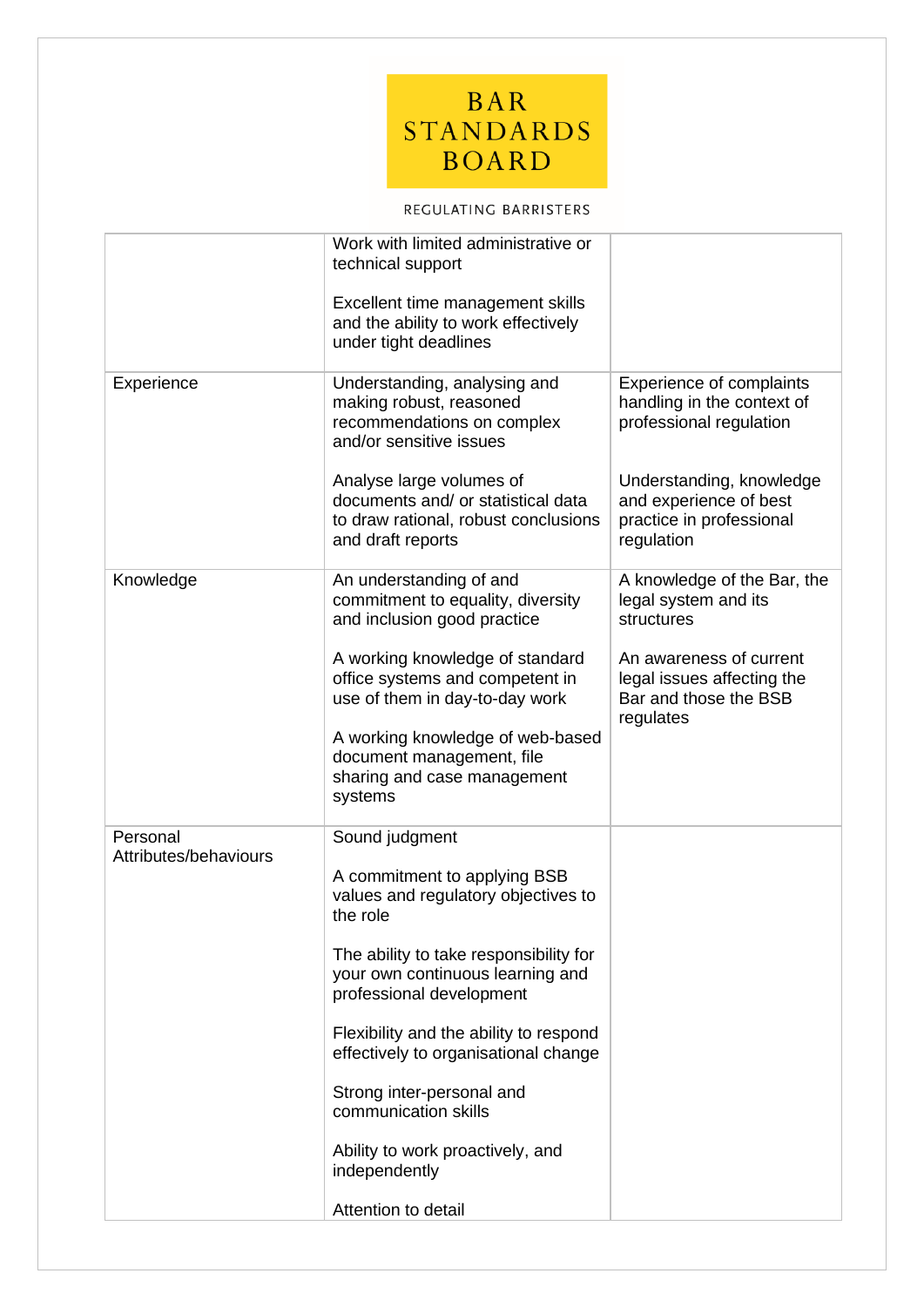BAR STANDARDS BOARD

REGULATING BARRISTERS

| | | |
|---|---|---|
| | Work with limited administrative or technical support<br><br>Excellent time management skills and the ability to work effectively under tight deadlines | |
| Experience | Understanding, analysing and making robust, reasoned recommendations on complex and/or sensitive issues<br><br>Analyse large volumes of documents and/ or statistical data to draw rational, robust conclusions and draft reports | Experience of complaints handling in the context of professional regulation<br><br>Understanding, knowledge and experience of best practice in professional regulation |
| Knowledge | An understanding of and commitment to equality, diversity and inclusion good practice<br><br>A working knowledge of standard office systems and competent in use of them in day-to-day work<br><br>A working knowledge of web-based document management, file sharing and case management systems | A knowledge of the Bar, the legal system and its structures<br><br>An awareness of current legal issues affecting the Bar and those the BSB regulates |
| Personal Attributes/behaviours | Sound judgment<br><br>A commitment to applying BSB values and regulatory objectives to the role<br><br>The ability to take responsibility for your own continuous learning and professional development<br><br>Flexibility and the ability to respond effectively to organisational change<br><br>Strong inter-personal and communication skills<br><br>Ability to work proactively, and independently<br><br>Attention to detail | |